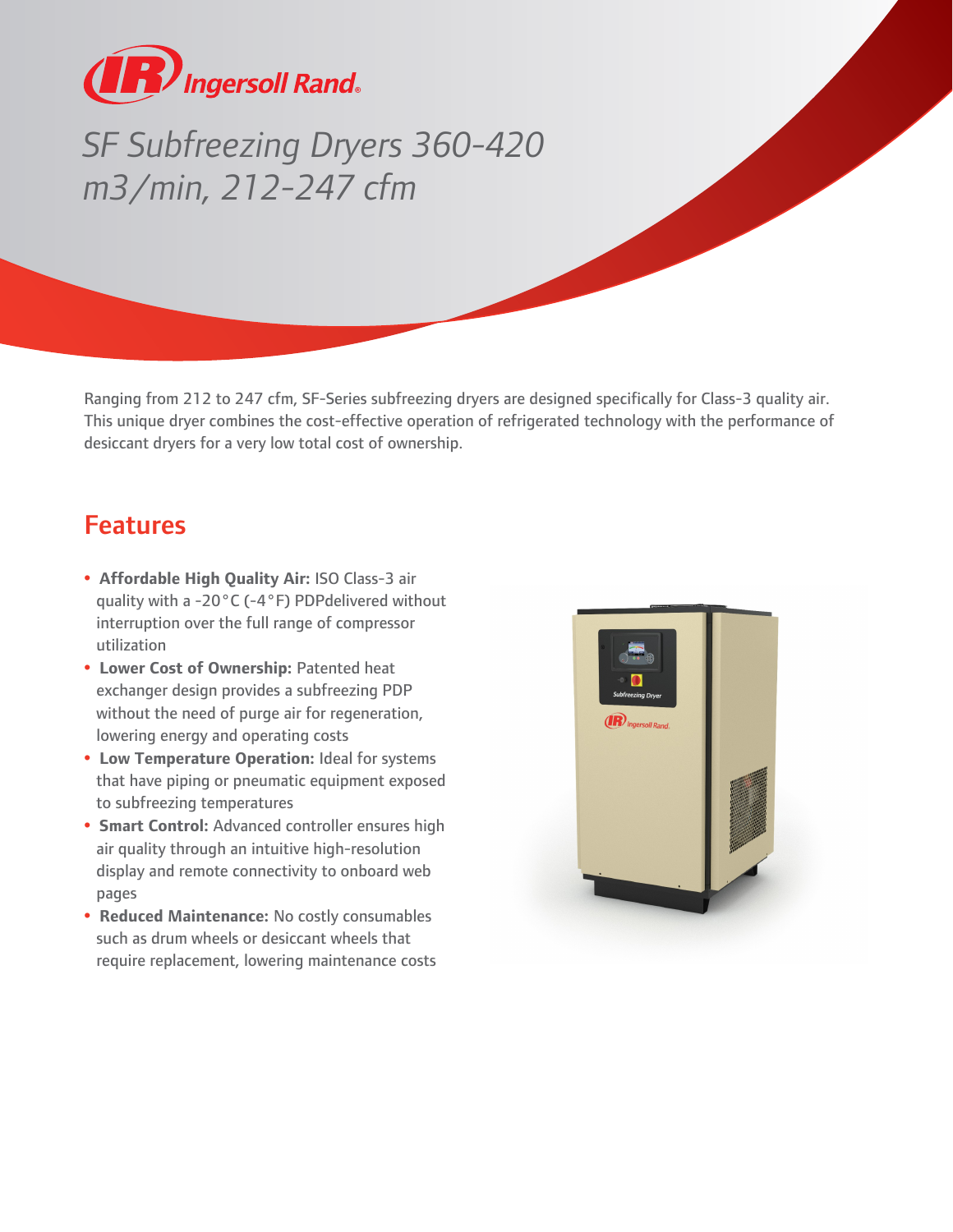# SF Subfreezing Dryers 360-420 m3/min, 212-247 cfm

Ranging from 212 to 247 cfm, SF-Series subfreezing dryers are designed specifically for Class-3 quality air. This unique dryer combines the cost-effective operation of refrigerated technology with the performance of desiccant dryers for a very low total cost of ownership.

## Features

- **Affordable High Quality Air:** ISO Class-3 air quality with a -20°C (-4°F) PDPdelivered without interruption over the full range of compressor utilization
- **Lower Cost of Ownership:** Patented heat exchanger design provides a subfreezing PDP without the need of purge air for regeneration, lowering energy and operating costs
- **Low Temperature Operation:** Ideal for systems that have piping or pneumatic equipment exposed to subfreezing temperatures
- **Smart Control:** Advanced controller ensures high air quality through an intuitive high-resolution display and remote connectivity to onboard web pages
- **Reduced Maintenance:** No costly consumables such as drum wheels or desiccant wheels that require replacement, lowering maintenance costs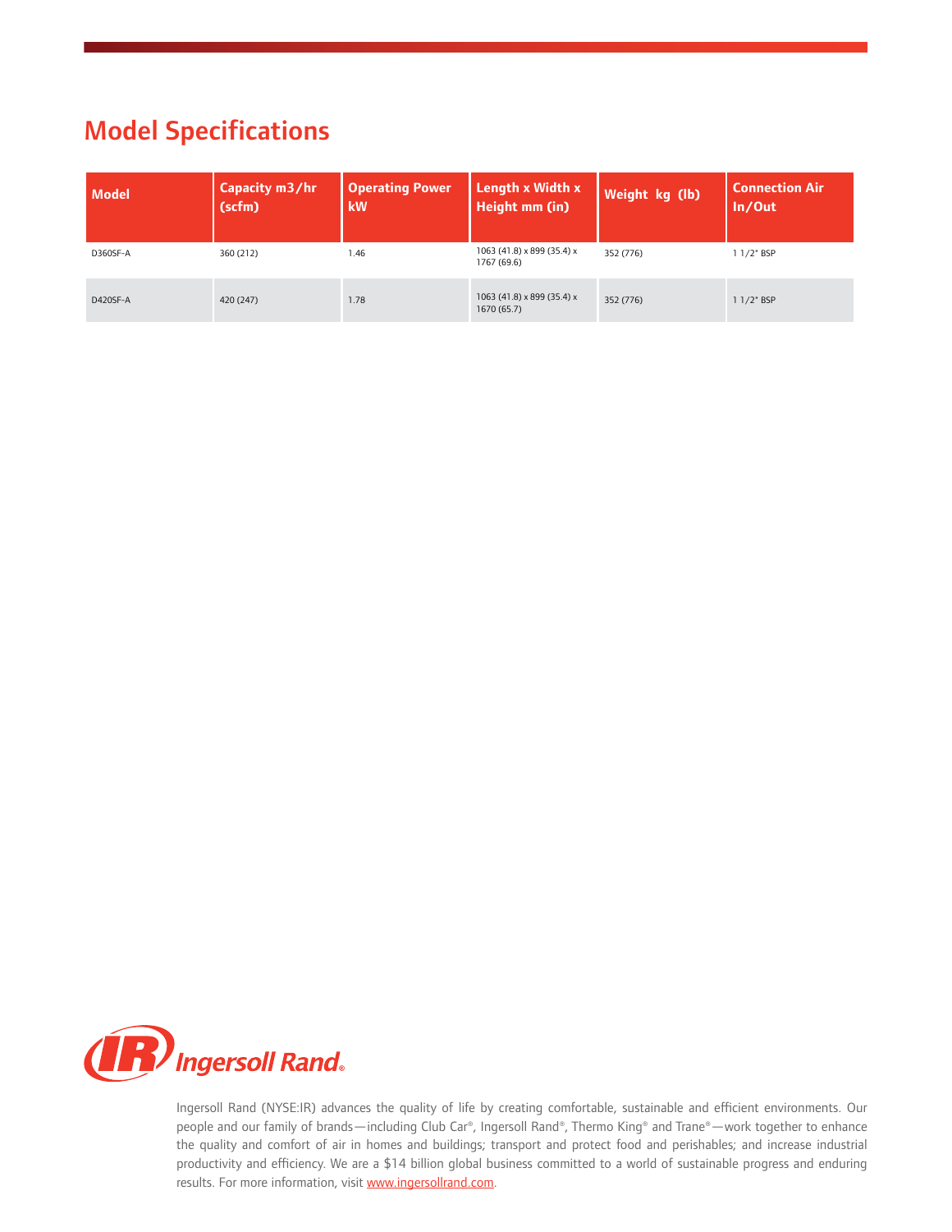## Model Specifications

| Model | Capacity m3/hr (scfm) | Operating Power kW | Length x Width x Height mm (in) | Weight kg (lb) | Connection Air In/Out |
|---|---|---|---|---|---|
| D360SF-A | 360 (212) | 1.46 | 1063 (41.8) x 899 (35.4) x 1767 (69.6) | 352 (776) | 1 1/2" BSP |
| D420SF-A | 420 (247) | 1.78 | 1063 (41.8) x 899 (35.4) x 1670 (65.7) | 352 (776) | 1 1/2" BSP |

Ingersoll Rand

Ingersoll Rand (NYSE:IR) advances the quality of life by creating comfortable, sustainable and efficient environments. Our people and our family of brands—including Club Car®, Ingersoll Rand®, Thermo King® and Trane®—work together to enhance the quality and comfort of air in homes and buildings; transport and protect food and perishables; and increase industrial productivity and efficiency. We are a $14 billion global business committed to a world of sustainable progress and enduring results. For more information, visit www.ingersollrand.com.